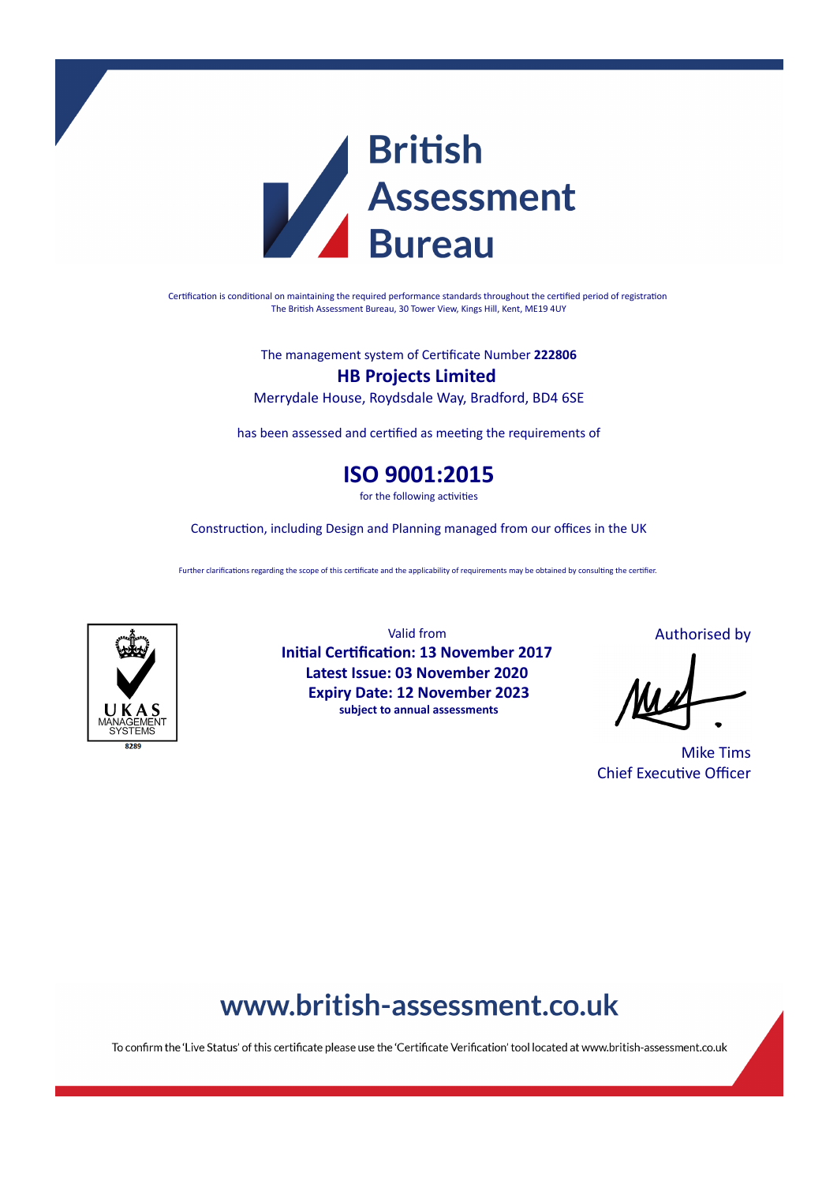# British Assessment Bureau

Certification is conditional on maintaining the required performance standards throughout the certified period of registration
The British Assessment Bureau, 30 Tower View, Kings Hill, Kent, ME19 4UY

The management system of Certificate Number **222806**

## HB Projects Limited

Merrydale House, Roydsdale Way, Bradford, BD4 6SE

has been assessed and certified as meeting the requirements of

## ISO 9001:2015

for the following activities

Construction, including Design and Planning managed from our offices in the UK

Further clarifications regarding the scope of this certificate and the applicability of requirements may be obtained by consulting the certifier.

UKAS MANAGEMENT SYSTEMS
8289

Valid from
**Initial Certification: 13 November 2017**
**Latest Issue: 03 November 2020**
**Expiry Date: 12 November 2023**
**subject to annual assessments**

Authorised by

Mike Tims
Chief Executive Officer

## www.british-assessment.co.uk

To confirm the 'Live Status' of this certificate please use the 'Certificate Verification' tool located at www.british-assessment.co.uk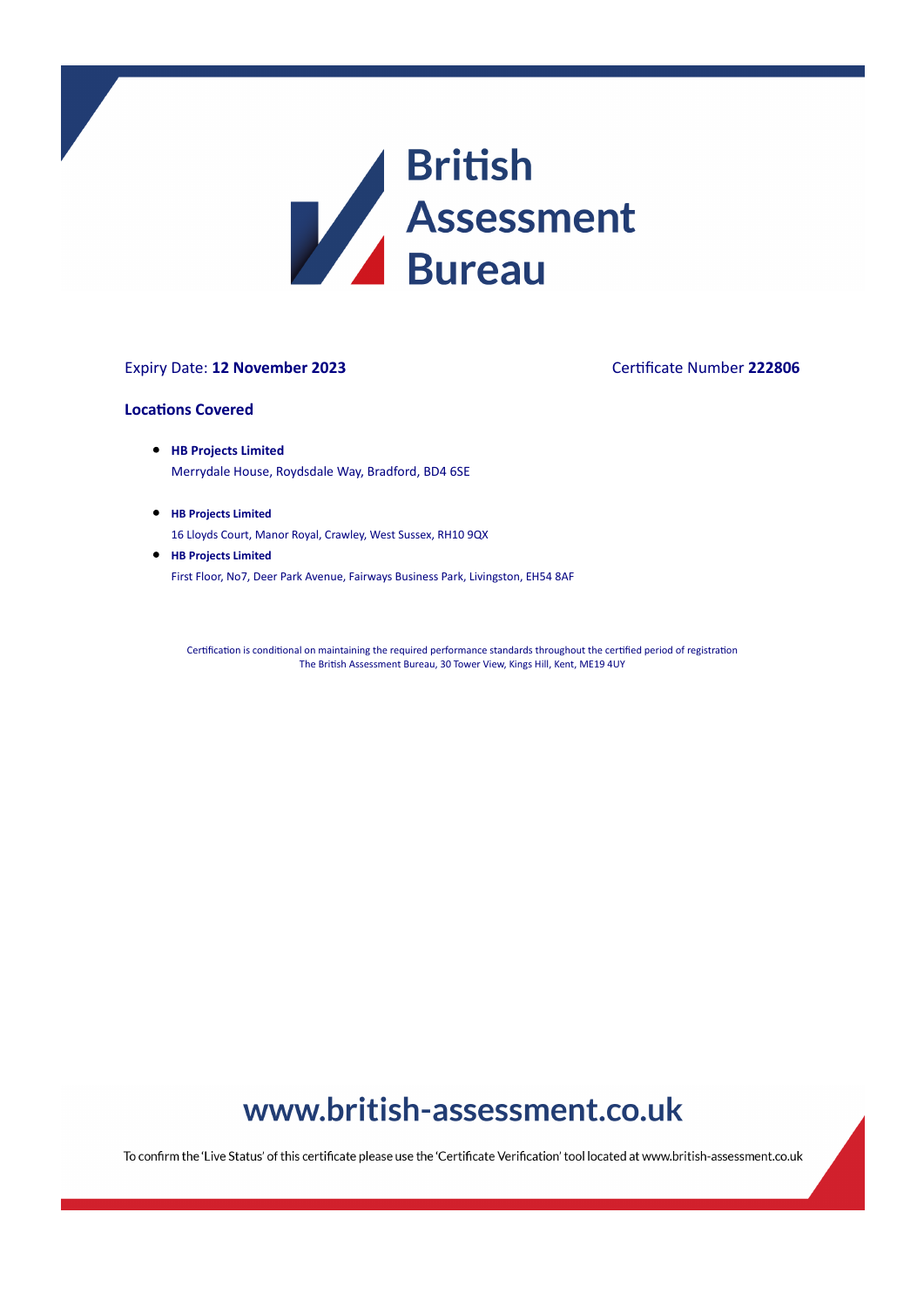# British Assessment Bureau

Expiry Date: **12 November 2023**

Certificate Number **222806**

### Locations Covered

- **HB Projects Limited**
  Merrydale House, Roydsdale Way, Bradford, BD4 6SE
- **HB Projects Limited**
  16 Lloyds Court, Manor Royal, Crawley, West Sussex, RH10 9QX
- **HB Projects Limited**
  First Floor, No7, Deer Park Avenue, Fairways Business Park, Livingston, EH54 8AF

Certification is conditional on maintaining the required performance standards throughout the certified period of registration
The British Assessment Bureau, 30 Tower View, Kings Hill, Kent, ME19 4UY

## www.british-assessment.co.uk

To confirm the 'Live Status' of this certificate please use the 'Certificate Verification' tool located at www.british-assessment.co.uk